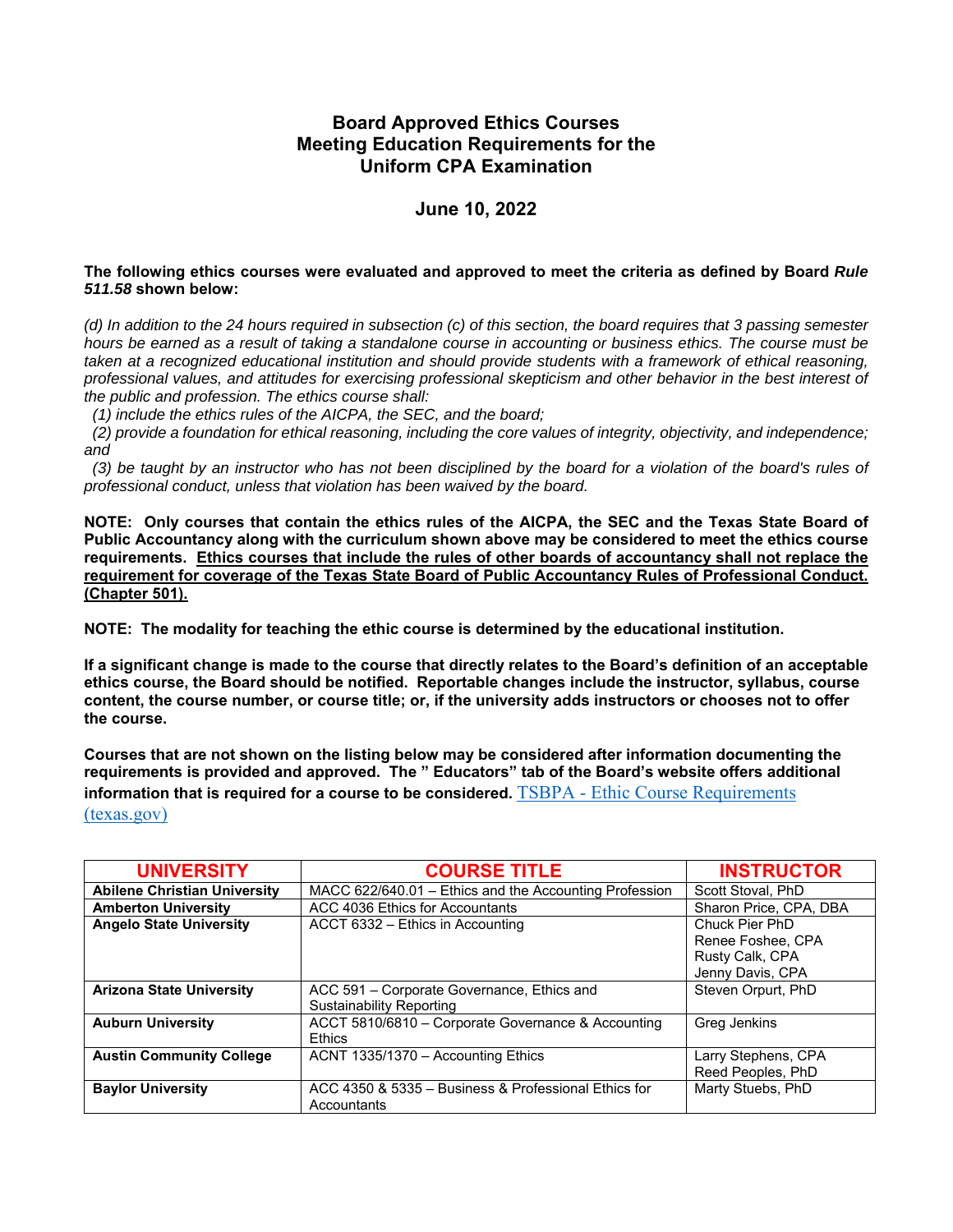# Board Approved Ethics Courses
# Meeting Education Requirements for the
# Uniform CPA Examination

## June 10, 2022

**The following ethics courses were evaluated and approved to meet the criteria as defined by Board *Rule 511.58* shown below:**

*(d) In addition to the 24 hours required in subsection (c) of this section, the board requires that 3 passing semester hours be earned as a result of taking a standalone course in accounting or business ethics. The course must be taken at a recognized educational institution and should provide students with a framework of ethical reasoning, professional values, and attitudes for exercising professional skepticism and other behavior in the best interest of the public and profession. The ethics course shall:*

*(1) include the ethics rules of the AICPA, the SEC, and the board;*

*(2) provide a foundation for ethical reasoning, including the core values of integrity, objectivity, and independence; and*

*(3) be taught by an instructor who has not been disciplined by the board for a violation of the board's rules of professional conduct, unless that violation has been waived by the board.*

**NOTE: Only courses that contain the ethics rules of the AICPA, the SEC and the Texas State Board of Public Accountancy along with the curriculum shown above may be considered to meet the ethics course requirements. <u>Ethics courses that include the rules of other boards of accountancy shall not replace the requirement for coverage of the Texas State Board of Public Accountancy Rules of Professional Conduct. (Chapter 501).</u>**

**NOTE: The modality for teaching the ethic course is determined by the educational institution.**

**If a significant change is made to the course that directly relates to the Board's definition of an acceptable ethics course, the Board should be notified. Reportable changes include the instructor, syllabus, course content, the course number, or course title; or, if the university adds instructors or chooses not to offer the course.**

**Courses that are not shown on the listing below may be considered after information documenting the requirements is provided and approved. The " Educators" tab of the Board's website offers additional information that is required for a course to be considered.** TSBPA - Ethic Course Requirements (texas.gov)

| UNIVERSITY | COURSE TITLE | INSTRUCTOR |
|---|---|---|
| **Abilene Christian University** | MACC 622/640.01 – Ethics and the Accounting Profession | Scott Stoval, PhD |
| **Amberton University** | ACC 4036 Ethics for Accountants | Sharon Price, CPA, DBA |
| **Angelo State University** | ACCT 6332 – Ethics in Accounting | Chuck Pier PhD<br>Renee Foshee, CPA<br>Rusty Calk, CPA<br>Jenny Davis, CPA |
| **Arizona State University** | ACC 591 – Corporate Governance, Ethics and Sustainability Reporting | Steven Orpurt, PhD |
| **Auburn University** | ACCT 5810/6810 – Corporate Governance & Accounting Ethics | Greg Jenkins |
| **Austin Community College** | ACNT 1335/1370 – Accounting Ethics | Larry Stephens, CPA<br>Reed Peoples, PhD |
| **Baylor University** | ACC 4350 & 5335 – Business & Professional Ethics for Accountants | Marty Stuebs, PhD |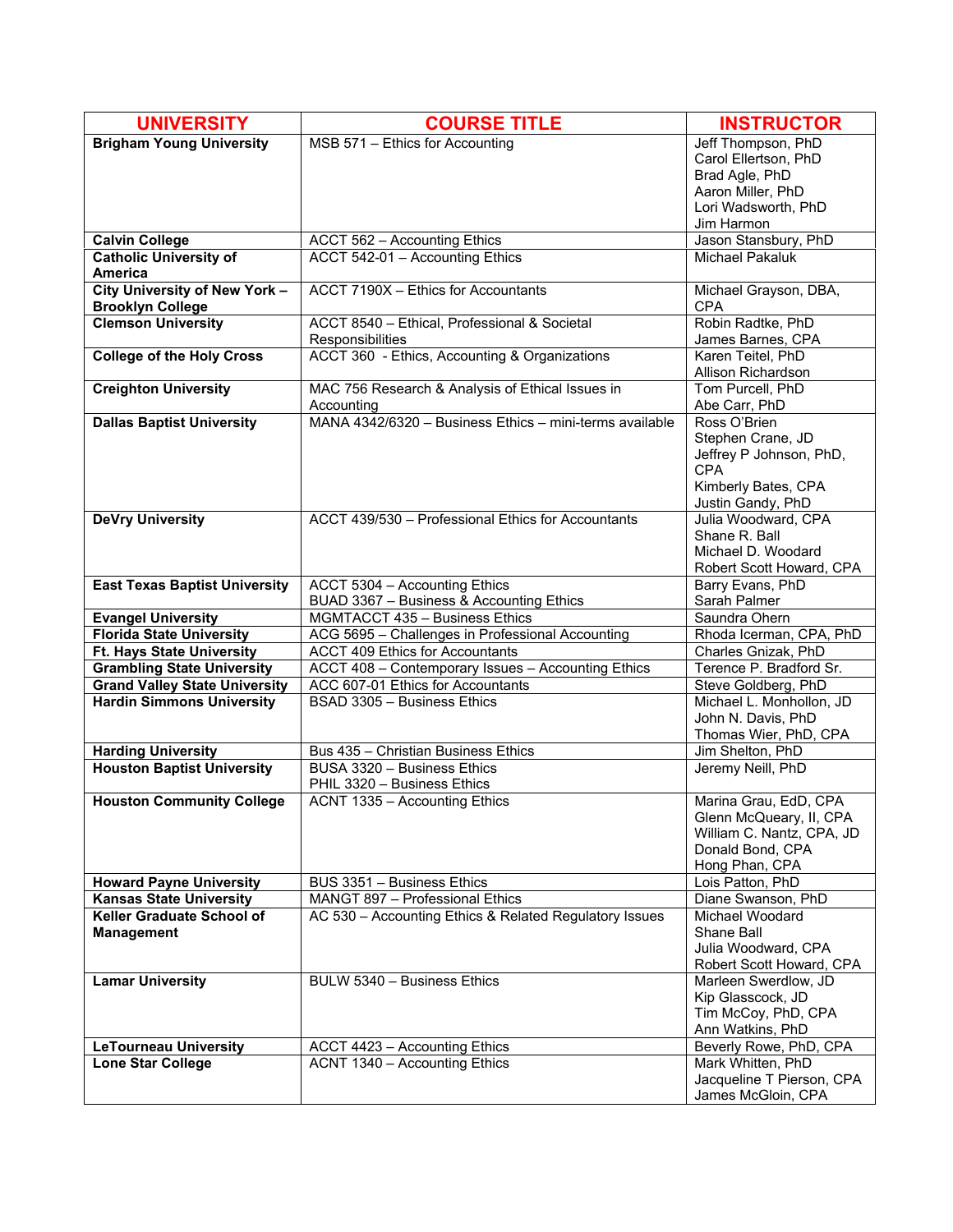| UNIVERSITY | COURSE TITLE | INSTRUCTOR |
| --- | --- | --- |
| **Brigham Young University** | MSB 571 – Ethics for Accounting | Jeff Thompson, PhD<br>Carol Ellertson, PhD<br>Brad Agle, PhD<br>Aaron Miller, PhD<br>Lori Wadsworth, PhD<br>Jim Harmon |
| **Calvin College** | ACCT 562 – Accounting Ethics | Jason Stansbury, PhD |
| **Catholic University of America** | ACCT 542-01 – Accounting Ethics | Michael Pakaluk |
| **City University of New York – Brooklyn College** | ACCT 7190X – Ethics for Accountants | Michael Grayson, DBA, CPA |
| **Clemson University** | ACCT 8540 – Ethical, Professional & Societal Responsibilities | Robin Radtke, PhD<br>James Barnes, CPA |
| **College of the Holy Cross** | ACCT 360 - Ethics, Accounting & Organizations | Karen Teitel, PhD<br>Allison Richardson |
| **Creighton University** | MAC 756 Research & Analysis of Ethical Issues in Accounting | Tom Purcell, PhD<br>Abe Carr, PhD |
| **Dallas Baptist University** | MANA 4342/6320 – Business Ethics – mini-terms available | Ross O'Brien<br>Stephen Crane, JD<br>Jeffrey P Johnson, PhD, CPA<br>Kimberly Bates, CPA<br>Justin Gandy, PhD |
| **DeVry University** | ACCT 439/530 – Professional Ethics for Accountants | Julia Woodward, CPA<br>Shane R. Ball<br>Michael D. Woodard<br>Robert Scott Howard, CPA |
| **East Texas Baptist University** | ACCT 5304 – Accounting Ethics<br>BUAD 3367 – Business & Accounting Ethics | Barry Evans, PhD<br>Sarah Palmer |
| **Evangel University** | MGMTACCT 435 – Business Ethics | Saundra Ohern |
| **Florida State University** | ACG 5695 – Challenges in Professional Accounting | Rhoda Icerman, CPA, PhD |
| **Ft. Hays State University** | ACCT 409 Ethics for Accountants | Charles Gnizak, PhD |
| **Grambling State University** | ACCT 408 – Contemporary Issues – Accounting Ethics | Terence P. Bradford Sr. |
| **Grand Valley State University** | ACC 607-01 Ethics for Accountants | Steve Goldberg, PhD |
| **Hardin Simmons University** | BSAD 3305 – Business Ethics | Michael L. Monhollon, JD<br>John N. Davis, PhD<br>Thomas Wier, PhD, CPA |
| **Harding University** | Bus 435 – Christian Business Ethics | Jim Shelton, PhD |
| **Houston Baptist University** | BUSA 3320 – Business Ethics<br>PHIL 3320 – Business Ethics | Jeremy Neill, PhD |
| **Houston Community College** | ACNT 1335 – Accounting Ethics | Marina Grau, EdD, CPA<br>Glenn McQueary, II, CPA<br>William C. Nantz, CPA, JD<br>Donald Bond, CPA<br>Hong Phan, CPA |
| **Howard Payne University** | BUS 3351 – Business Ethics | Lois Patton, PhD |
| **Kansas State University** | MANGT 897 – Professional Ethics | Diane Swanson, PhD |
| **Keller Graduate School of Management** | AC 530 – Accounting Ethics & Related Regulatory Issues | Michael Woodard<br>Shane Ball<br>Julia Woodward, CPA<br>Robert Scott Howard, CPA |
| **Lamar University** | BULW 5340 – Business Ethics | Marleen Swerdlow, JD<br>Kip Glasscock, JD<br>Tim McCoy, PhD, CPA<br>Ann Watkins, PhD |
| **LeTourneau University** | ACCT 4423 – Accounting Ethics | Beverly Rowe, PhD, CPA |
| **Lone Star College** | ACNT 1340 – Accounting Ethics | Mark Whitten, PhD<br>Jacqueline T Pierson, CPA<br>James McGloin, CPA |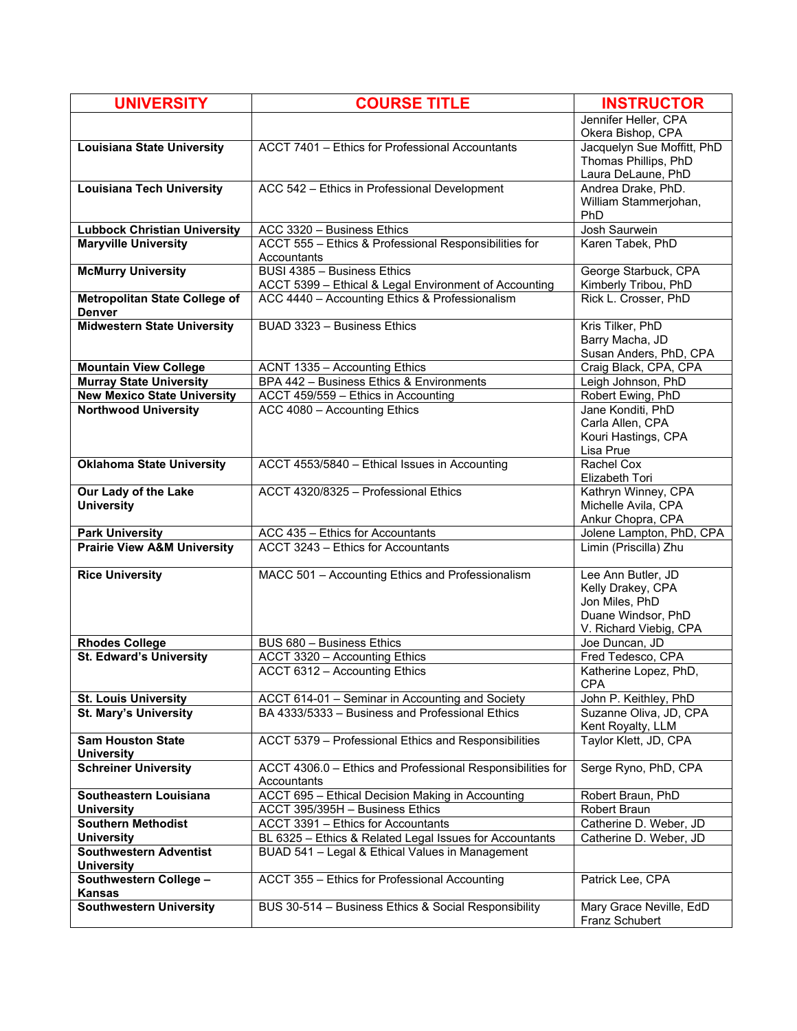| UNIVERSITY | COURSE TITLE | INSTRUCTOR |
|---|---|---|
| | | Jennifer Heller, CPA<br>Okera Bishop, CPA |
| **Louisiana State University** | ACCT 7401 – Ethics for Professional Accountants | Jacquelyn Sue Moffitt, PhD<br>Thomas Phillips, PhD<br>Laura DeLaune, PhD |
| **Louisiana Tech University** | ACC 542 – Ethics in Professional Development | Andrea Drake, PhD.<br>William Stammerjohan, PhD |
| **Lubbock Christian University** | ACC 3320 – Business Ethics | Josh Saurwein |
| **Maryville University** | ACCT 555 – Ethics & Professional Responsibilities for Accountants | Karen Tabek, PhD |
| **McMurry University** | BUSI 4385 – Business Ethics<br>ACCT 5399 – Ethical & Legal Environment of Accounting | George Starbuck, CPA<br>Kimberly Tribou, PhD |
| **Metropolitan State College of Denver** | ACC 4440 – Accounting Ethics & Professionalism | Rick L. Crosser, PhD |
| **Midwestern State University** | BUAD 3323 – Business Ethics | Kris Tilker, PhD<br>Barry Macha, JD<br>Susan Anders, PhD, CPA |
| **Mountain View College** | ACNT 1335 – Accounting Ethics | Craig Black, CPA, CPA |
| **Murray State University** | BPA 442 – Business Ethics & Environments | Leigh Johnson, PhD |
| **New Mexico State University** | ACCT 459/559 – Ethics in Accounting | Robert Ewing, PhD |
| **Northwood University** | ACC 4080 – Accounting Ethics | Jane Konditi, PhD<br>Carla Allen, CPA<br>Kouri Hastings, CPA<br>Lisa Prue |
| **Oklahoma State University** | ACCT 4553/5840 – Ethical Issues in Accounting | Rachel Cox<br>Elizabeth Tori |
| **Our Lady of the Lake University** | ACCT 4320/8325 – Professional Ethics | Kathryn Winney, CPA<br>Michelle Avila, CPA<br>Ankur Chopra, CPA |
| **Park University** | ACC 435 – Ethics for Accountants | Jolene Lampton, PhD, CPA |
| **Prairie View A&M University** | ACCT 3243 – Ethics for Accountants | Limin (Priscilla) Zhu |
| **Rice University** | MACC 501 – Accounting Ethics and Professionalism | Lee Ann Butler, JD<br>Kelly Drakey, CPA<br>Jon Miles, PhD<br>Duane Windsor, PhD<br>V. Richard Viebig, CPA |
| **Rhodes College** | BUS 680 – Business Ethics | Joe Duncan, JD |
| **St. Edward's University** | ACCT 3320 – Accounting Ethics | Fred Tedesco, CPA |
| | ACCT 6312 – Accounting Ethics | Katherine Lopez, PhD, CPA |
| **St. Louis University** | ACCT 614-01 – Seminar in Accounting and Society | John P. Keithley, PhD |
| **St. Mary's University** | BA 4333/5333 – Business and Professional Ethics | Suzanne Oliva, JD, CPA<br>Kent Royalty, LLM |
| **Sam Houston State University** | ACCT 5379 – Professional Ethics and Responsibilities | Taylor Klett, JD, CPA |
| **Schreiner University** | ACCT 4306.0 – Ethics and Professional Responsibilities for Accountants | Serge Ryno, PhD, CPA |
| **Southeastern Louisiana University** | ACCT 695 – Ethical Decision Making in Accounting | Robert Braun, PhD |
| | ACCT 395/395H – Business Ethics | Robert Braun |
| **Southern Methodist University** | ACCT 3391 – Ethics for Accountants | Catherine D. Weber, JD |
| | BL 6325 – Ethics & Related Legal Issues for Accountants | Catherine D. Weber, JD |
| **Southwestern Adventist University** | BUAD 541 – Legal & Ethical Values in Management | |
| **Southwestern College – Kansas** | ACCT 355 – Ethics for Professional Accounting | Patrick Lee, CPA |
| **Southwestern University** | BUS 30-514 – Business Ethics & Social Responsibility | Mary Grace Neville, EdD<br>Franz Schubert |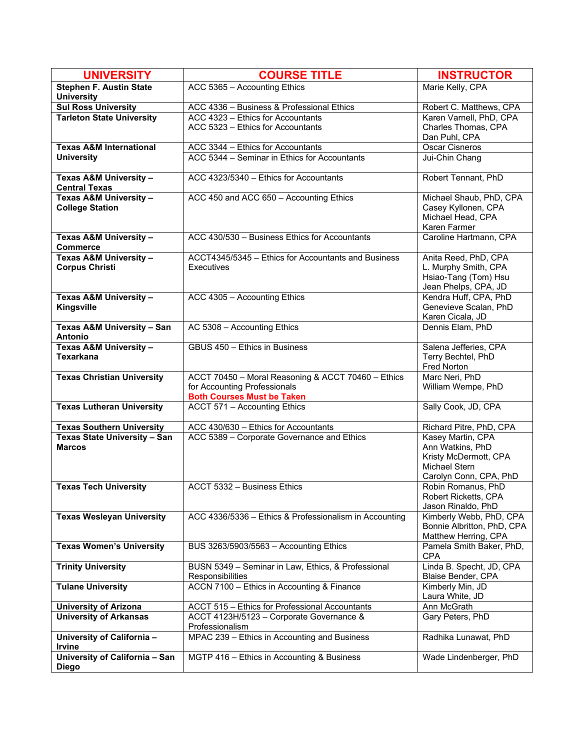| UNIVERSITY | COURSE TITLE | INSTRUCTOR |
| --- | --- | --- |
| **Stephen F. Austin State University** | ACC 5365 – Accounting Ethics | Marie Kelly, CPA |
| **Sul Ross University** | ACC 4336 – Business & Professional Ethics | Robert C. Matthews, CPA |
| **Tarleton State University** | ACC 4323 – Ethics for Accountants<br>ACC 5323 – Ethics for Accountants | Karen Varnell, PhD, CPA<br>Charles Thomas, CPA<br>Dan Puhl, CPA |
| **Texas A&M International University** | ACC 3344 – Ethics for Accountants<br>ACC 5344 – Seminar in Ethics for Accountants | Oscar Cisneros<br>Jui-Chin Chang |
| **Texas A&M University – Central Texas** | ACC 4323/5340 – Ethics for Accountants | Robert Tennant, PhD |
| **Texas A&M University – College Station** | ACC 450 and ACC 650 – Accounting Ethics | Michael Shaub, PhD, CPA<br>Casey Kyllonen, CPA<br>Michael Head, CPA<br>Karen Farmer |
| **Texas A&M University – Commerce** | ACC 430/530 – Business Ethics for Accountants | Caroline Hartmann, CPA |
| **Texas A&M University – Corpus Christi** | ACCT4345/5345 – Ethics for Accountants and Business Executives | Anita Reed, PhD, CPA<br>L. Murphy Smith, CPA<br>Hsiao-Tang (Tom) Hsu<br>Jean Phelps, CPA, JD |
| **Texas A&M University – Kingsville** | ACC 4305 – Accounting Ethics | Kendra Huff, CPA, PhD<br>Genevieve Scalan, PhD<br>Karen Cicala, JD |
| **Texas A&M University – San Antonio** | AC 5308 – Accounting Ethics | Dennis Elam, PhD |
| **Texas A&M University – Texarkana** | GBUS 450 – Ethics in Business | Salena Jefferies, CPA<br>Terry Bechtel, PhD<br>Fred Norton |
| **Texas Christian University** | ACCT 70450 – Moral Reasoning & ACCT 70460 – Ethics for Accounting Professionals<br>**Both Courses Must be Taken** | Marc Neri, PhD<br>William Wempe, PhD |
| **Texas Lutheran University** | ACCT 571 – Accounting Ethics | Sally Cook, JD, CPA |
| **Texas Southern University** | ACC 430/630 – Ethics for Accountants | Richard Pitre, PhD, CPA |
| **Texas State University – San Marcos** | ACC 5389 – Corporate Governance and Ethics | Kasey Martin, CPA<br>Ann Watkins, PhD<br>Kristy McDermott, CPA<br>Michael Stern<br>Carolyn Conn, CPA, PhD |
| **Texas Tech University** | ACCT 5332 – Business Ethics | Robin Romanus, PhD<br>Robert Ricketts, CPA<br>Jason Rinaldo, PhD |
| **Texas Wesleyan University** | ACC 4336/5336 – Ethics & Professionalism in Accounting | Kimberly Webb, PhD, CPA<br>Bonnie Albritton, PhD, CPA<br>Matthew Herring, CPA |
| **Texas Women's University** | BUS 3263/5903/5563 – Accounting Ethics | Pamela Smith Baker, PhD, CPA |
| **Trinity University** | BUSN 5349 – Seminar in Law, Ethics, & Professional Responsibilities | Linda B. Specht, JD, CPA<br>Blaise Bender, CPA |
| **Tulane University** | ACCN 7100 – Ethics in Accounting & Finance | Kimberly Min, JD<br>Laura White, JD |
| **University of Arizona** | ACCT 515 – Ethics for Professional Accountants | Ann McGrath |
| **University of Arkansas** | ACCT 4123H/5123 – Corporate Governance & Professionalism | Gary Peters, PhD |
| **University of California – Irvine** | MPAC 239 – Ethics in Accounting and Business | Radhika Lunawat, PhD |
| **University of California – San Diego** | MGTP 416 – Ethics in Accounting & Business | Wade Lindenberger, PhD |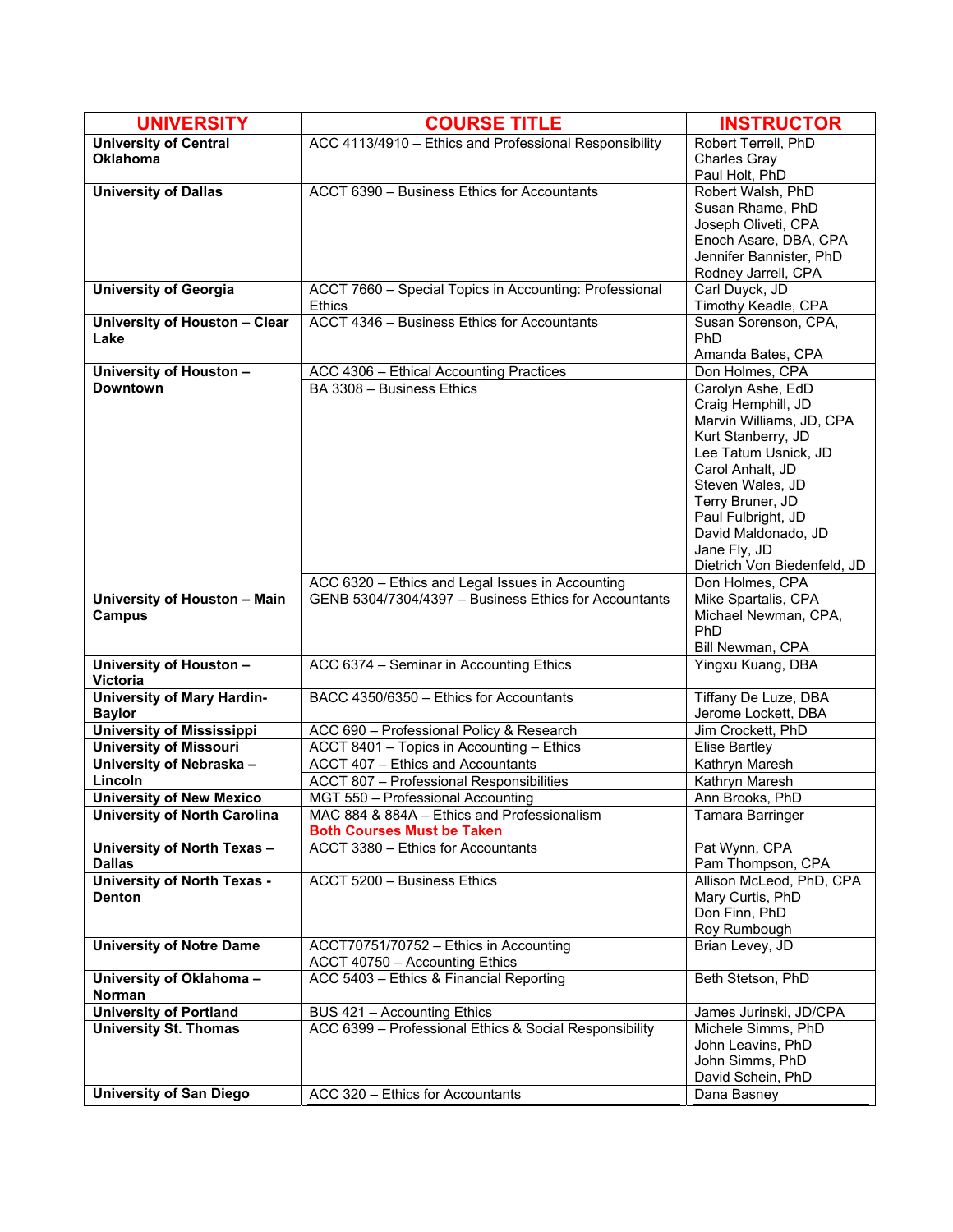| UNIVERSITY | COURSE TITLE | INSTRUCTOR |
|---|---|---|
| **University of Central Oklahoma** | ACC 4113/4910 – Ethics and Professional Responsibility | Robert Terrell, PhD<br>Charles Gray<br>Paul Holt, PhD |
| **University of Dallas** | ACCT 6390 – Business Ethics for Accountants | Robert Walsh, PhD<br>Susan Rhame, PhD<br>Joseph Oliveti, CPA<br>Enoch Asare, DBA, CPA<br>Jennifer Bannister, PhD<br>Rodney Jarrell, CPA |
| **University of Georgia** | ACCT 7660 – Special Topics in Accounting: Professional Ethics | Carl Duyck, JD<br>Timothy Keadle, CPA |
| **University of Houston – Clear Lake** | ACCT 4346 – Business Ethics for Accountants | Susan Sorenson, CPA, PhD<br>Amanda Bates, CPA |
| **University of Houston – Downtown** | ACC 4306 – Ethical Accounting Practices | Don Holmes, CPA |
| | BA 3308 – Business Ethics | Carolyn Ashe, EdD<br>Craig Hemphill, JD<br>Marvin Williams, JD, CPA<br>Kurt Stanberry, JD<br>Lee Tatum Usnick, JD<br>Carol Anhalt, JD<br>Steven Wales, JD<br>Terry Bruner, JD<br>Paul Fulbright, JD<br>David Maldonado, JD<br>Jane Fly, JD<br>Dietrich Von Biedenfeld, JD |
| | ACC 6320 – Ethics and Legal Issues in Accounting | Don Holmes, CPA |
| **University of Houston – Main Campus** | GENB 5304/7304/4397 – Business Ethics for Accountants | Mike Spartalis, CPA<br>Michael Newman, CPA, PhD<br>Bill Newman, CPA |
| **University of Houston – Victoria** | ACC 6374 – Seminar in Accounting Ethics | Yingxu Kuang, DBA |
| **University of Mary Hardin-Baylor** | BACC 4350/6350 – Ethics for Accountants | Tiffany De Luze, DBA<br>Jerome Lockett, DBA |
| **University of Mississippi** | ACC 690 – Professional Policy & Research | Jim Crockett, PhD |
| **University of Missouri** | ACCT 8401 – Topics in Accounting – Ethics | Elise Bartley |
| **University of Nebraska – Lincoln** | ACCT 407 – Ethics and Accountants | Kathryn Maresh |
| | ACCT 807 – Professional Responsibilities | Kathryn Maresh |
| **University of New Mexico** | MGT 550 – Professional Accounting | Ann Brooks, PhD |
| **University of North Carolina** | MAC 884 & 884A – Ethics and Professionalism<br>**Both Courses Must be Taken** | Tamara Barringer |
| **University of North Texas – Dallas** | ACCT 3380 – Ethics for Accountants | Pat Wynn, CPA<br>Pam Thompson, CPA |
| **University of North Texas - Denton** | ACCT 5200 – Business Ethics | Allison McLeod, PhD, CPA<br>Mary Curtis, PhD<br>Don Finn, PhD<br>Roy Rumbough |
| **University of Notre Dame** | ACCT70751/70752 – Ethics in Accounting<br>ACCT 40750 – Accounting Ethics | Brian Levey, JD |
| **University of Oklahoma – Norman** | ACC 5403 – Ethics & Financial Reporting | Beth Stetson, PhD |
| **University of Portland** | BUS 421 – Accounting Ethics | James Jurinski, JD/CPA |
| **University St. Thomas** | ACC 6399 – Professional Ethics & Social Responsibility | Michele Simms, PhD<br>John Leavins, PhD<br>John Simms, PhD<br>David Schein, PhD |
| **University of San Diego** | ACC 320 – Ethics for Accountants | Dana Basney |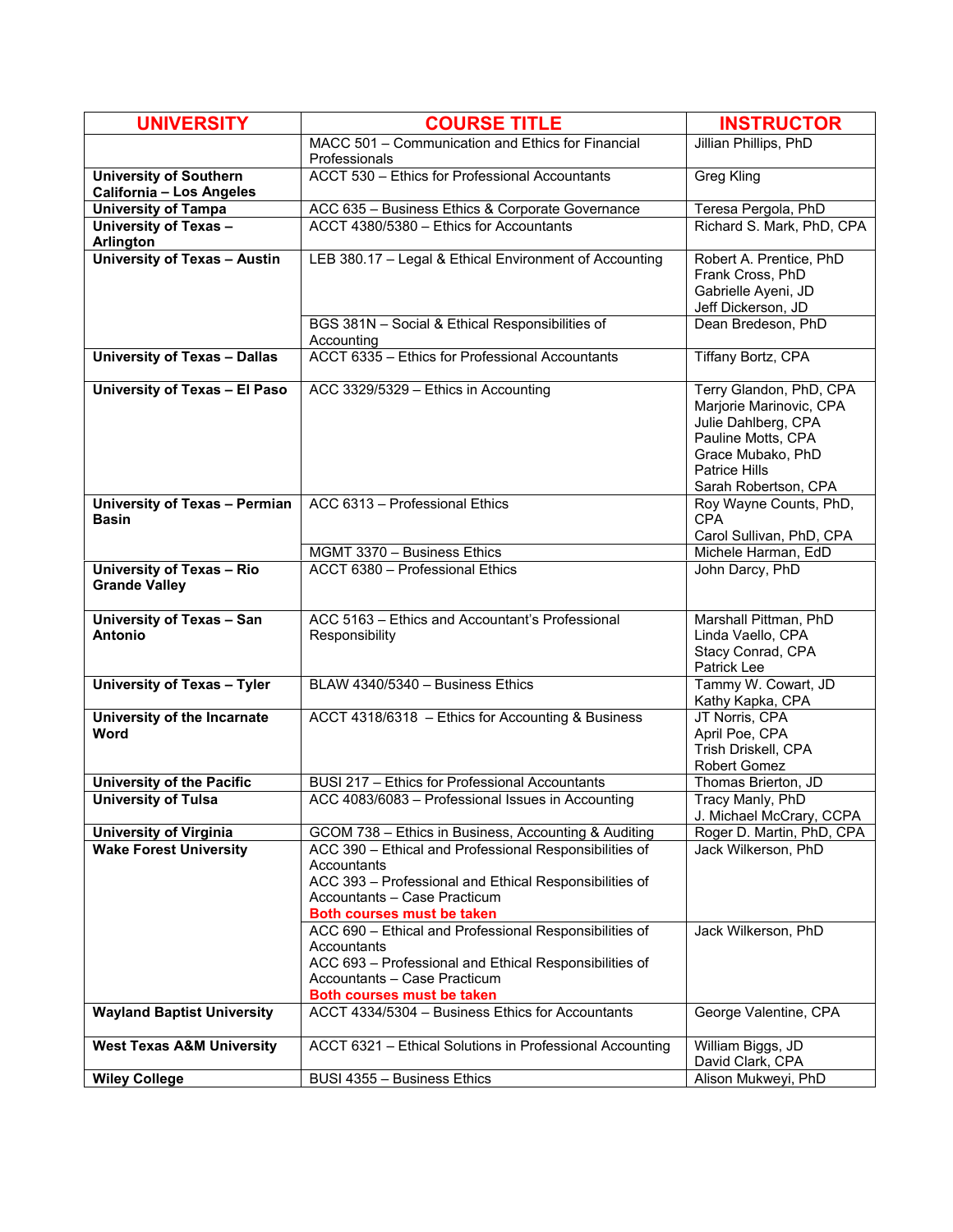| UNIVERSITY | COURSE TITLE | INSTRUCTOR |
|---|---|---|
| | MACC 501 – Communication and Ethics for Financial Professionals | Jillian Phillips, PhD |
| **University of Southern California – Los Angeles** | ACCT 530 – Ethics for Professional Accountants | Greg Kling |
| **University of Tampa** | ACC 635 – Business Ethics & Corporate Governance | Teresa Pergola, PhD |
| **University of Texas – Arlington** | ACCT 4380/5380 – Ethics for Accountants | Richard S. Mark, PhD, CPA |
| **University of Texas – Austin** | LEB 380.17 – Legal & Ethical Environment of Accounting | Robert A. Prentice, PhD<br>Frank Cross, PhD<br>Gabrielle Ayeni, JD<br>Jeff Dickerson, JD |
| | BGS 381N – Social & Ethical Responsibilities of Accounting | Dean Bredeson, PhD |
| **University of Texas – Dallas** | ACCT 6335 – Ethics for Professional Accountants | Tiffany Bortz, CPA |
| **University of Texas – El Paso** | ACC 3329/5329 – Ethics in Accounting | Terry Glandon, PhD, CPA<br>Marjorie Marinovic, CPA<br>Julie Dahlberg, CPA<br>Pauline Motts, CPA<br>Grace Mubako, PhD<br>Patrice Hills<br>Sarah Robertson, CPA |
| **University of Texas – Permian Basin** | ACC 6313 – Professional Ethics | Roy Wayne Counts, PhD, CPA<br>Carol Sullivan, PhD, CPA |
| | MGMT 3370 – Business Ethics | Michele Harman, EdD |
| **University of Texas – Rio Grande Valley** | ACCT 6380 – Professional Ethics | John Darcy, PhD |
| **University of Texas – San Antonio** | ACC 5163 – Ethics and Accountant's Professional Responsibility | Marshall Pittman, PhD<br>Linda Vaello, CPA<br>Stacy Conrad, CPA<br>Patrick Lee |
| **University of Texas – Tyler** | BLAW 4340/5340 – Business Ethics | Tammy W. Cowart, JD<br>Kathy Kapka, CPA |
| **University of the Incarnate Word** | ACCT 4318/6318 – Ethics for Accounting & Business | JT Norris, CPA<br>April Poe, CPA<br>Trish Driskell, CPA<br>Robert Gomez |
| **University of the Pacific** | BUSI 217 – Ethics for Professional Accountants | Thomas Brierton, JD |
| **University of Tulsa** | ACC 4083/6083 – Professional Issues in Accounting | Tracy Manly, PhD<br>J. Michael McCrary, CCPA |
| **University of Virginia** | GCOM 738 – Ethics in Business, Accounting & Auditing | Roger D. Martin, PhD, CPA |
| **Wake Forest University** | ACC 390 – Ethical and Professional Responsibilities of Accountants<br>ACC 393 – Professional and Ethical Responsibilities of Accountants – Case Practicum<br>**Both courses must be taken** | Jack Wilkerson, PhD |
| | ACC 690 – Ethical and Professional Responsibilities of Accountants<br>ACC 693 – Professional and Ethical Responsibilities of Accountants – Case Practicum<br>**Both courses must be taken** | Jack Wilkerson, PhD |
| **Wayland Baptist University** | ACCT 4334/5304 – Business Ethics for Accountants | George Valentine, CPA |
| **West Texas A&M University** | ACCT 6321 – Ethical Solutions in Professional Accounting | William Biggs, JD<br>David Clark, CPA |
| **Wiley College** | BUSI 4355 – Business Ethics | Alison Mukweyi, PhD |